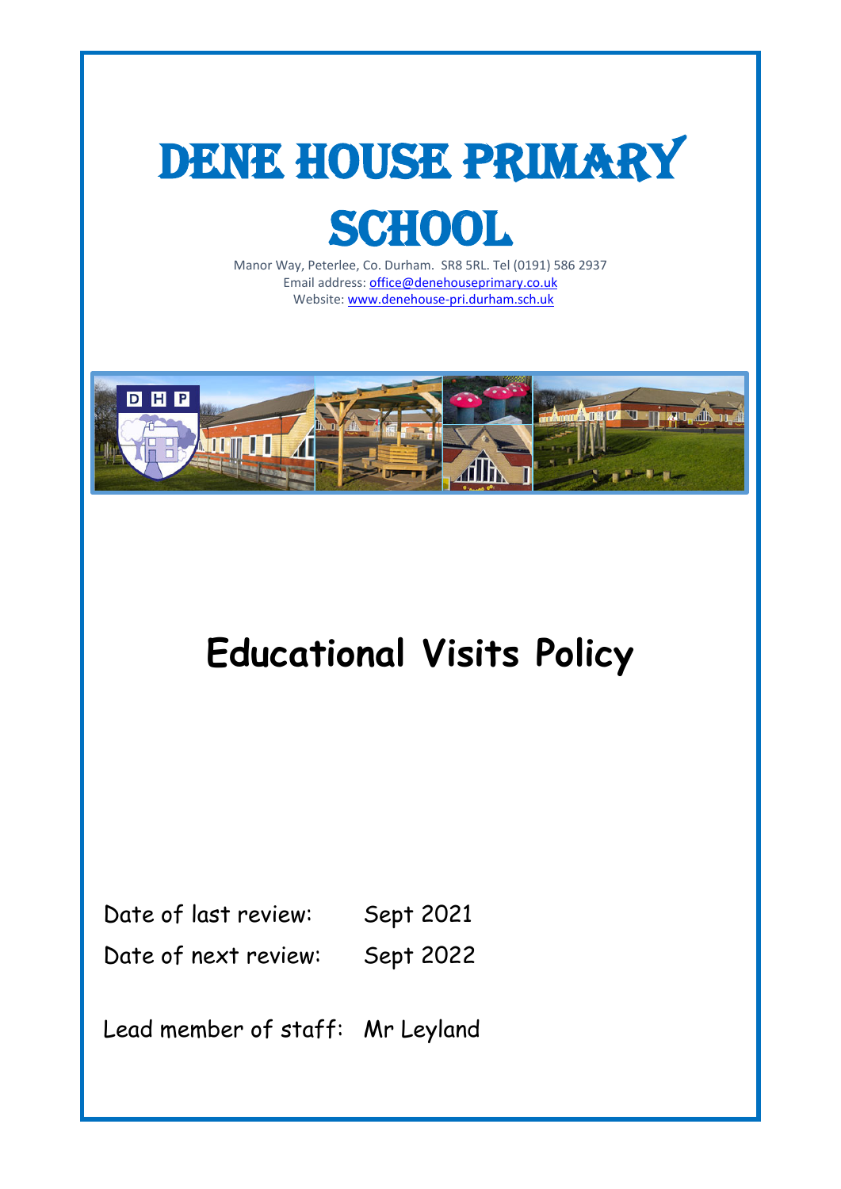# Dene House Primary School

Manor Way, Peterlee, Co. Durham. SR8 5RL. Tel (0191) 586 2937
Email address: office@denehouseprimary.co.uk
Website: www.denehouse-pri.durham.sch.uk

# Educational Visits Policy

Date of last review: Sept 2021

Date of next review: Sept 2022

Lead member of staff: Mr Leyland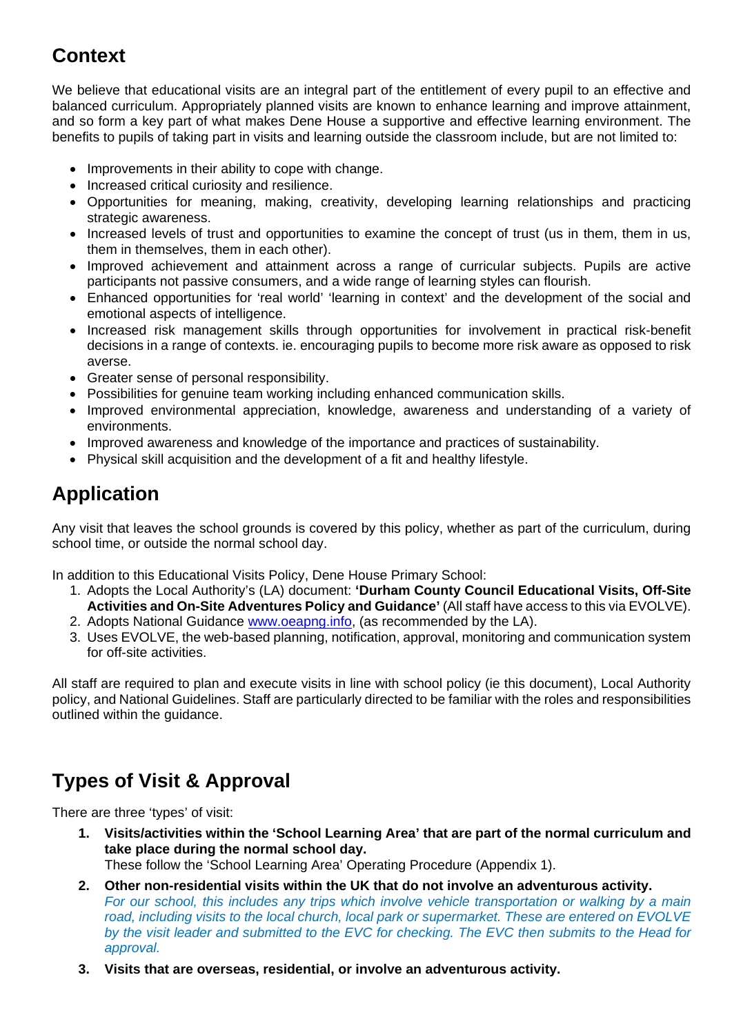## Context

We believe that educational visits are an integral part of the entitlement of every pupil to an effective and balanced curriculum. Appropriately planned visits are known to enhance learning and improve attainment, and so form a key part of what makes Dene House a supportive and effective learning environment. The benefits to pupils of taking part in visits and learning outside the classroom include, but are not limited to:

- Improvements in their ability to cope with change.
- Increased critical curiosity and resilience.
- Opportunities for meaning, making, creativity, developing learning relationships and practicing strategic awareness.
- Increased levels of trust and opportunities to examine the concept of trust (us in them, them in us, them in themselves, them in each other).
- Improved achievement and attainment across a range of curricular subjects. Pupils are active participants not passive consumers, and a wide range of learning styles can flourish.
- Enhanced opportunities for 'real world' 'learning in context' and the development of the social and emotional aspects of intelligence.
- Increased risk management skills through opportunities for involvement in practical risk-benefit decisions in a range of contexts. ie. encouraging pupils to become more risk aware as opposed to risk averse.
- Greater sense of personal responsibility.
- Possibilities for genuine team working including enhanced communication skills.
- Improved environmental appreciation, knowledge, awareness and understanding of a variety of environments.
- Improved awareness and knowledge of the importance and practices of sustainability.
- Physical skill acquisition and the development of a fit and healthy lifestyle.

## Application

Any visit that leaves the school grounds is covered by this policy, whether as part of the curriculum, during school time, or outside the normal school day.

In addition to this Educational Visits Policy, Dene House Primary School:

1. Adopts the Local Authority's (LA) document: **'Durham County Council Educational Visits, Off-Site Activities and On-Site Adventures Policy and Guidance'** (All staff have access to this via EVOLVE).
2. Adopts National Guidance www.oeapng.info, (as recommended by the LA).
3. Uses EVOLVE, the web-based planning, notification, approval, monitoring and communication system for off-site activities.

All staff are required to plan and execute visits in line with school policy (ie this document), Local Authority policy, and National Guidelines. Staff are particularly directed to be familiar with the roles and responsibilities outlined within the guidance.

## Types of Visit & Approval

There are three 'types' of visit:

1. **Visits/activities within the 'School Learning Area' that are part of the normal curriculum and take place during the normal school day.**
   These follow the 'School Learning Area' Operating Procedure (Appendix 1).
2. **Other non-residential visits within the UK that do not involve an adventurous activity.**
   *For our school, this includes any trips which involve vehicle transportation or walking by a main road, including visits to the local church, local park or supermarket. These are entered on EVOLVE by the visit leader and submitted to the EVC for checking. The EVC then submits to the Head for approval.*
3. **Visits that are overseas, residential, or involve an adventurous activity.**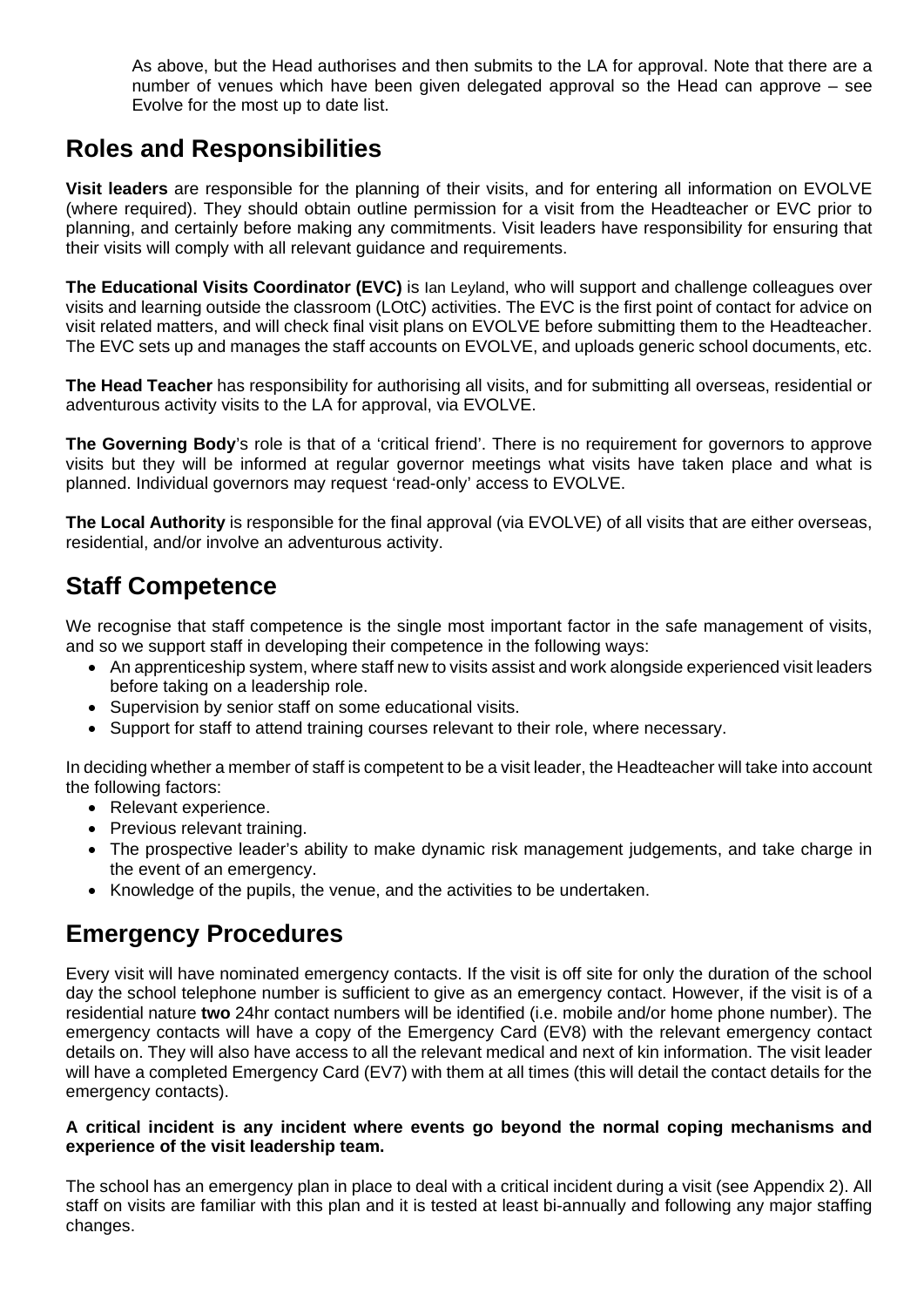As above, but the Head authorises and then submits to the LA for approval. Note that there are a number of venues which have been given delegated approval so the Head can approve – see Evolve for the most up to date list.

## Roles and Responsibilities

**Visit leaders** are responsible for the planning of their visits, and for entering all information on EVOLVE (where required). They should obtain outline permission for a visit from the Headteacher or EVC prior to planning, and certainly before making any commitments. Visit leaders have responsibility for ensuring that their visits will comply with all relevant guidance and requirements.

**The Educational Visits Coordinator (EVC)** is Ian Leyland, who will support and challenge colleagues over visits and learning outside the classroom (LOtC) activities. The EVC is the first point of contact for advice on visit related matters, and will check final visit plans on EVOLVE before submitting them to the Headteacher. The EVC sets up and manages the staff accounts on EVOLVE, and uploads generic school documents, etc.

**The Head Teacher** has responsibility for authorising all visits, and for submitting all overseas, residential or adventurous activity visits to the LA for approval, via EVOLVE.

**The Governing Body**'s role is that of a 'critical friend'. There is no requirement for governors to approve visits but they will be informed at regular governor meetings what visits have taken place and what is planned. Individual governors may request 'read-only' access to EVOLVE.

**The Local Authority** is responsible for the final approval (via EVOLVE) of all visits that are either overseas, residential, and/or involve an adventurous activity.

## Staff Competence

We recognise that staff competence is the single most important factor in the safe management of visits, and so we support staff in developing their competence in the following ways:

- An apprenticeship system, where staff new to visits assist and work alongside experienced visit leaders before taking on a leadership role.
- Supervision by senior staff on some educational visits.
- Support for staff to attend training courses relevant to their role, where necessary.

In deciding whether a member of staff is competent to be a visit leader, the Headteacher will take into account the following factors:

- Relevant experience.
- Previous relevant training.
- The prospective leader's ability to make dynamic risk management judgements, and take charge in the event of an emergency.
- Knowledge of the pupils, the venue, and the activities to be undertaken.

## Emergency Procedures

Every visit will have nominated emergency contacts. If the visit is off site for only the duration of the school day the school telephone number is sufficient to give as an emergency contact. However, if the visit is of a residential nature **two** 24hr contact numbers will be identified (i.e. mobile and/or home phone number). The emergency contacts will have a copy of the Emergency Card (EV8) with the relevant emergency contact details on. They will also have access to all the relevant medical and next of kin information. The visit leader will have a completed Emergency Card (EV7) with them at all times (this will detail the contact details for the emergency contacts).

**A critical incident is any incident where events go beyond the normal coping mechanisms and experience of the visit leadership team.**

The school has an emergency plan in place to deal with a critical incident during a visit (see Appendix 2). All staff on visits are familiar with this plan and it is tested at least bi-annually and following any major staffing changes.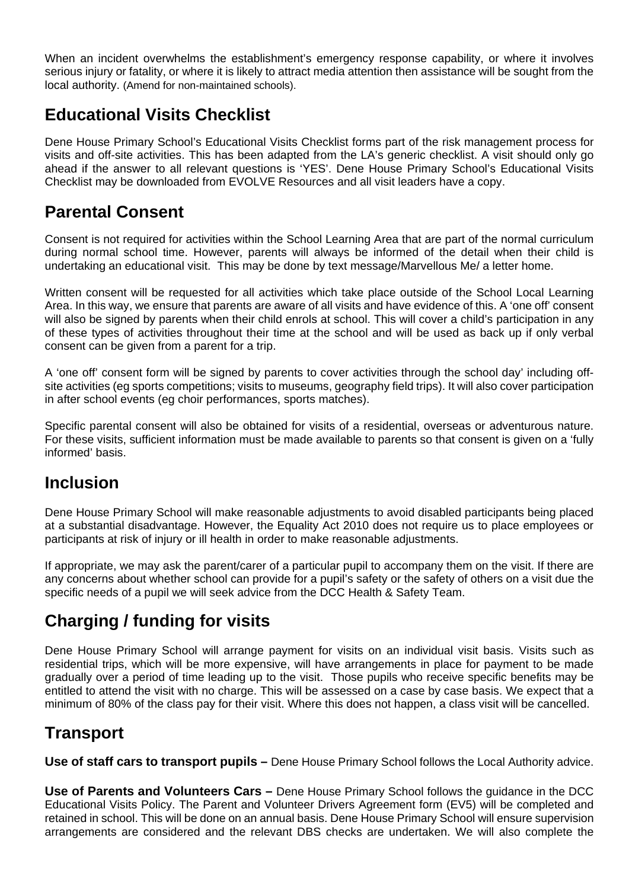When an incident overwhelms the establishment's emergency response capability, or where it involves serious injury or fatality, or where it is likely to attract media attention then assistance will be sought from the local authority. (Amend for non-maintained schools).

## Educational Visits Checklist

Dene House Primary School's Educational Visits Checklist forms part of the risk management process for visits and off-site activities. This has been adapted from the LA's generic checklist. A visit should only go ahead if the answer to all relevant questions is 'YES'. Dene House Primary School's Educational Visits Checklist may be downloaded from EVOLVE Resources and all visit leaders have a copy.

## Parental Consent

Consent is not required for activities within the School Learning Area that are part of the normal curriculum during normal school time. However, parents will always be informed of the detail when their child is undertaking an educational visit. This may be done by text message/Marvellous Me/ a letter home.

Written consent will be requested for all activities which take place outside of the School Local Learning Area. In this way, we ensure that parents are aware of all visits and have evidence of this. A 'one off' consent will also be signed by parents when their child enrols at school. This will cover a child's participation in any of these types of activities throughout their time at the school and will be used as back up if only verbal consent can be given from a parent for a trip.

A 'one off' consent form will be signed by parents to cover activities through the school day' including off-site activities (eg sports competitions; visits to museums, geography field trips). It will also cover participation in after school events (eg choir performances, sports matches).

Specific parental consent will also be obtained for visits of a residential, overseas or adventurous nature. For these visits, sufficient information must be made available to parents so that consent is given on a 'fully informed' basis.

## Inclusion

Dene House Primary School will make reasonable adjustments to avoid disabled participants being placed at a substantial disadvantage. However, the Equality Act 2010 does not require us to place employees or participants at risk of injury or ill health in order to make reasonable adjustments.

If appropriate, we may ask the parent/carer of a particular pupil to accompany them on the visit. If there are any concerns about whether school can provide for a pupil's safety or the safety of others on a visit due the specific needs of a pupil we will seek advice from the DCC Health & Safety Team.

## Charging / funding for visits

Dene House Primary School will arrange payment for visits on an individual visit basis. Visits such as residential trips, which will be more expensive, will have arrangements in place for payment to be made gradually over a period of time leading up to the visit. Those pupils who receive specific benefits may be entitled to attend the visit with no charge. This will be assessed on a case by case basis. We expect that a minimum of 80% of the class pay for their visit. Where this does not happen, a class visit will be cancelled.

## Transport

**Use of staff cars to transport pupils –** Dene House Primary School follows the Local Authority advice.

**Use of Parents and Volunteers Cars –** Dene House Primary School follows the guidance in the DCC Educational Visits Policy. The Parent and Volunteer Drivers Agreement form (EV5) will be completed and retained in school. This will be done on an annual basis. Dene House Primary School will ensure supervision arrangements are considered and the relevant DBS checks are undertaken. We will also complete the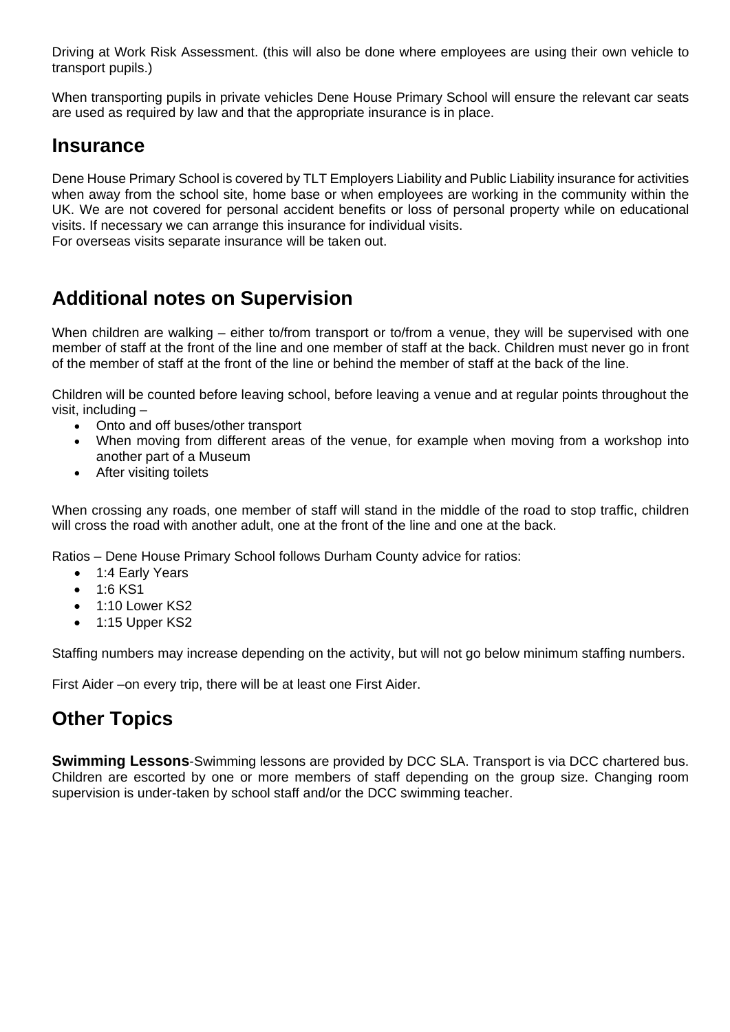Driving at Work Risk Assessment. (this will also be done where employees are using their own vehicle to transport pupils.)

When transporting pupils in private vehicles Dene House Primary School will ensure the relevant car seats are used as required by law and that the appropriate insurance is in place.

## Insurance

Dene House Primary School is covered by TLT Employers Liability and Public Liability insurance for activities when away from the school site, home base or when employees are working in the community within the UK. We are not covered for personal accident benefits or loss of personal property while on educational visits. If necessary we can arrange this insurance for individual visits.
For overseas visits separate insurance will be taken out.

## Additional notes on Supervision

When children are walking – either to/from transport or to/from a venue, they will be supervised with one member of staff at the front of the line and one member of staff at the back. Children must never go in front of the member of staff at the front of the line or behind the member of staff at the back of the line.

Children will be counted before leaving school, before leaving a venue and at regular points throughout the visit, including –

- Onto and off buses/other transport
- When moving from different areas of the venue, for example when moving from a workshop into another part of a Museum
- After visiting toilets

When crossing any roads, one member of staff will stand in the middle of the road to stop traffic, children will cross the road with another adult, one at the front of the line and one at the back.

Ratios – Dene House Primary School follows Durham County advice for ratios:

- 1:4 Early Years
- 1:6 KS1
- 1:10 Lower KS2
- 1:15 Upper KS2

Staffing numbers may increase depending on the activity, but will not go below minimum staffing numbers.

First Aider –on every trip, there will be at least one First Aider.

## Other Topics

**Swimming Lessons**-Swimming lessons are provided by DCC SLA. Transport is via DCC chartered bus. Children are escorted by one or more members of staff depending on the group size. Changing room supervision is under-taken by school staff and/or the DCC swimming teacher.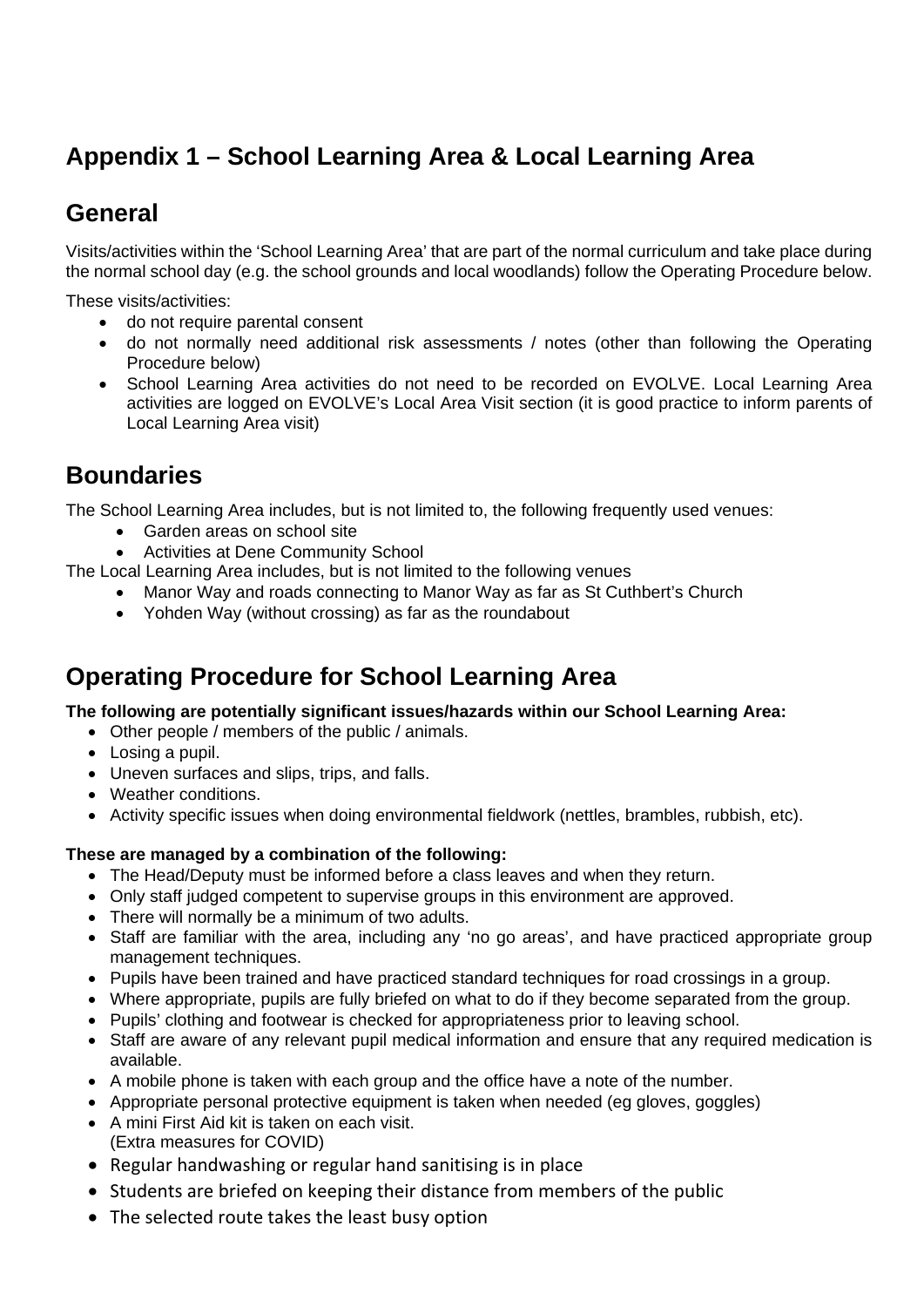# Appendix 1 – School Learning Area & Local Learning Area

## General

Visits/activities within the 'School Learning Area' that are part of the normal curriculum and take place during the normal school day (e.g. the school grounds and local woodlands) follow the Operating Procedure below.

These visits/activities:

- do not require parental consent
- do not normally need additional risk assessments / notes (other than following the Operating Procedure below)
- School Learning Area activities do not need to be recorded on EVOLVE. Local Learning Area activities are logged on EVOLVE's Local Area Visit section (it is good practice to inform parents of Local Learning Area visit)

## Boundaries

The School Learning Area includes, but is not limited to, the following frequently used venues:

- Garden areas on school site
- Activities at Dene Community School

The Local Learning Area includes, but is not limited to the following venues

- Manor Way and roads connecting to Manor Way as far as St Cuthbert's Church
- Yohden Way (without crossing) as far as the roundabout

## Operating Procedure for School Learning Area

**The following are potentially significant issues/hazards within our School Learning Area:**

- Other people / members of the public / animals.
- Losing a pupil.
- Uneven surfaces and slips, trips, and falls.
- Weather conditions.
- Activity specific issues when doing environmental fieldwork (nettles, brambles, rubbish, etc).

**These are managed by a combination of the following:**

- The Head/Deputy must be informed before a class leaves and when they return.
- Only staff judged competent to supervise groups in this environment are approved.
- There will normally be a minimum of two adults.
- Staff are familiar with the area, including any 'no go areas', and have practiced appropriate group management techniques.
- Pupils have been trained and have practiced standard techniques for road crossings in a group.
- Where appropriate, pupils are fully briefed on what to do if they become separated from the group.
- Pupils' clothing and footwear is checked for appropriateness prior to leaving school.
- Staff are aware of any relevant pupil medical information and ensure that any required medication is available.
- A mobile phone is taken with each group and the office have a note of the number.
- Appropriate personal protective equipment is taken when needed (eg gloves, goggles)
- A mini First Aid kit is taken on each visit.
  (Extra measures for COVID)
- Regular handwashing or regular hand sanitising is in place
- Students are briefed on keeping their distance from members of the public
- The selected route takes the least busy option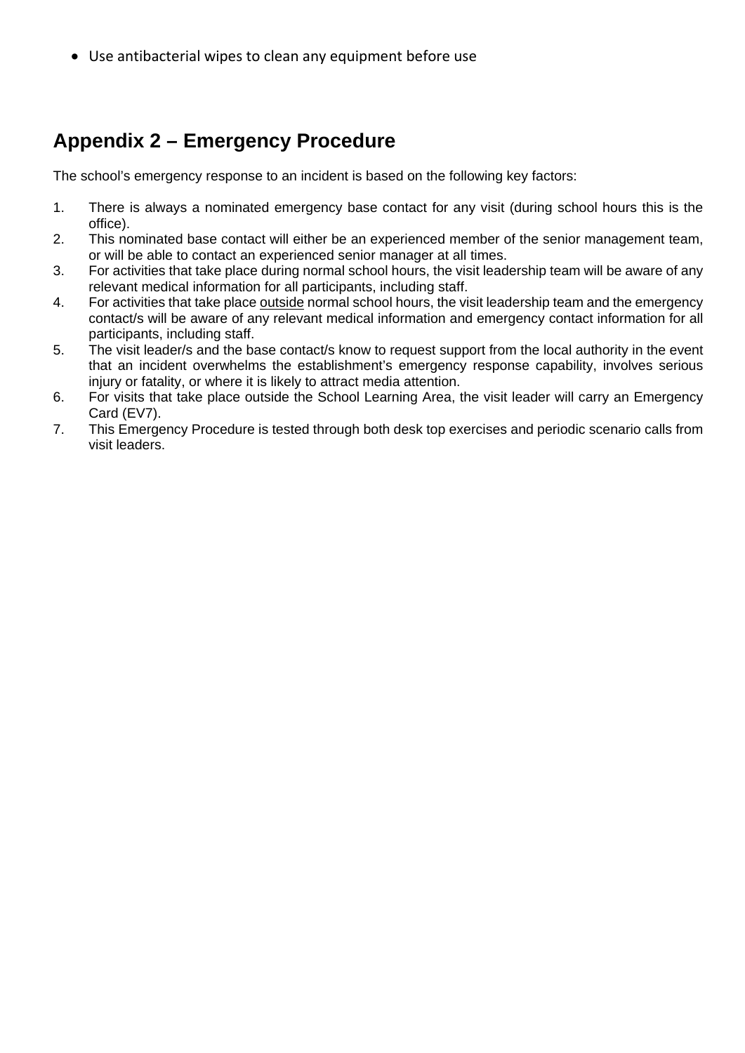- Use antibacterial wipes to clean any equipment before use

## Appendix 2 – Emergency Procedure

The school's emergency response to an incident is based on the following key factors:

1. There is always a nominated emergency base contact for any visit (during school hours this is the office).
2. This nominated base contact will either be an experienced member of the senior management team, or will be able to contact an experienced senior manager at all times.
3. For activities that take place during normal school hours, the visit leadership team will be aware of any relevant medical information for all participants, including staff.
4. For activities that take place <u>outside</u> normal school hours, the visit leadership team and the emergency contact/s will be aware of any relevant medical information and emergency contact information for all participants, including staff.
5. The visit leader/s and the base contact/s know to request support from the local authority in the event that an incident overwhelms the establishment's emergency response capability, involves serious injury or fatality, or where it is likely to attract media attention.
6. For visits that take place outside the School Learning Area, the visit leader will carry an Emergency Card (EV7).
7. This Emergency Procedure is tested through both desk top exercises and periodic scenario calls from visit leaders.